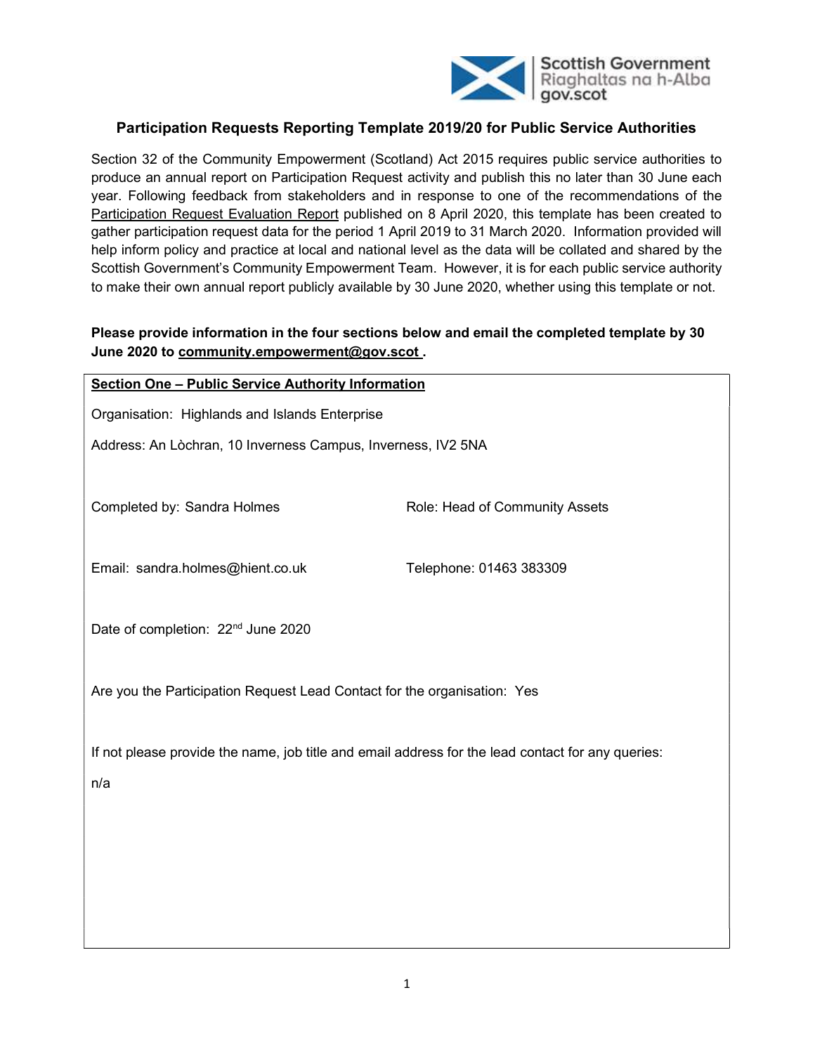## Participation Requests Reporting Template 2019/20 for Public Service Authorities

Section 32 of the Community Empowerment (Scotland) Act 2015 requires public service authorities to produce an annual report on Participation Request activity and publish this no later than 30 June each year. Following feedback from stakeholders and in response to one of the recommendations of the Participation Request Evaluation Report published on 8 April 2020, this template has been created to gather participation request data for the period 1 April 2019 to 31 March 2020. Information provided will help inform policy and practice at local and national level as the data will be collated and shared by the Scottish Government's Community Empowerment Team. However, it is for each public service authority to make their own annual report publicly available by 30 June 2020, whether using this template or not.

**Please provide information in the four sections below and email the completed template by 30 June 2020 to community.empowerment@gov.scot .**

**Section One – Public Service Authority Information**

Organisation: Highlands and Islands Enterprise

Address: An Lòchran, 10 Inverness Campus, Inverness, IV2 5NA

Completed by: Sandra Holmes

Role: Head of Community Assets

Email: sandra.holmes@hient.co.uk

Telephone: 01463 383309

Date of completion: 22nd June 2020

Are you the Participation Request Lead Contact for the organisation: Yes

If not please provide the name, job title and email address for the lead contact for any queries:

n/a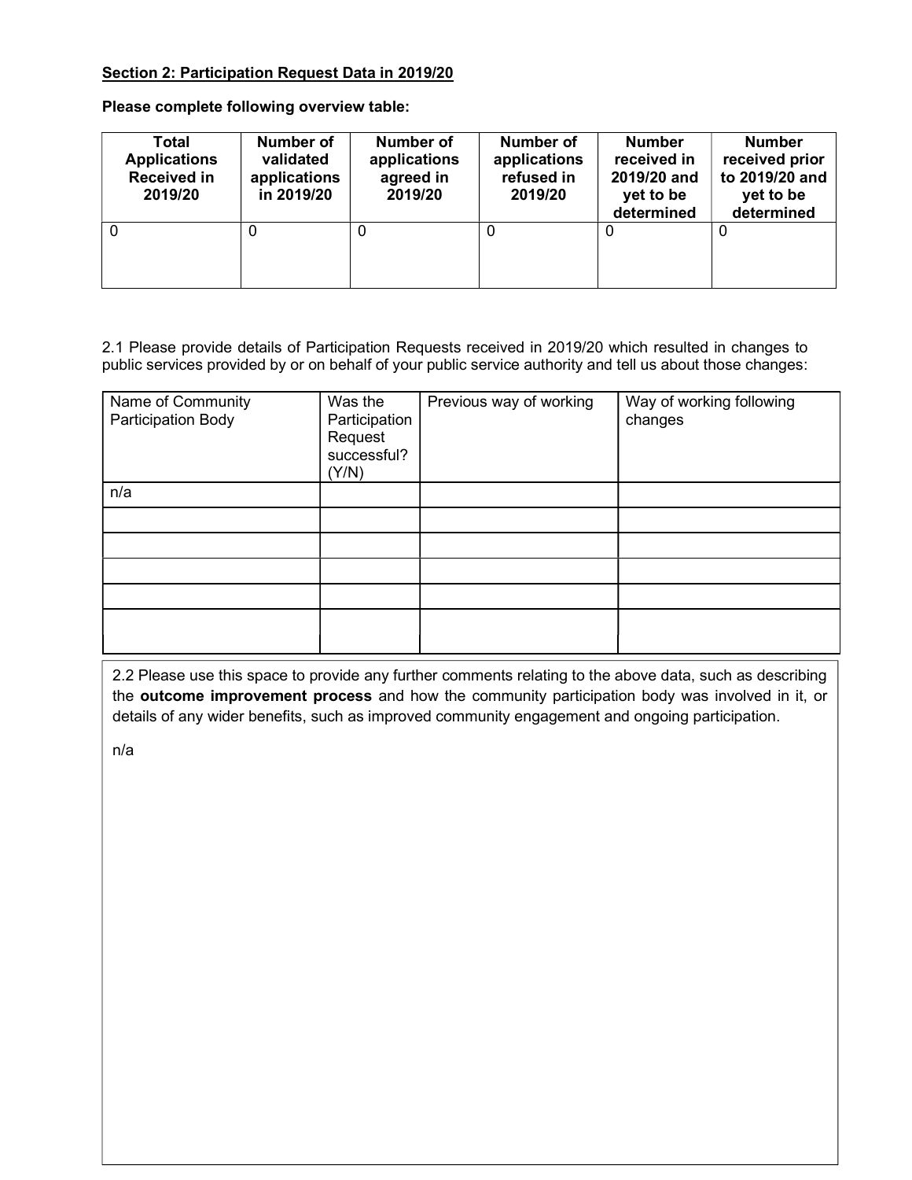**Section 2: Participation Request Data in 2019/20**

**Please complete following overview table:**

| Total Applications Received in 2019/20 | Number of validated applications in 2019/20 | Number of applications agreed in 2019/20 | Number of applications refused in 2019/20 | Number received in 2019/20 and yet to be determined | Number received prior to 2019/20 and yet to be determined |
|---|---|---|---|---|---|
| 0 | 0 | 0 | 0 | 0 | 0 |

2.1 Please provide details of Participation Requests received in 2019/20 which resulted in changes to public services provided by or on behalf of your public service authority and tell us about those changes:

| Name of Community Participation Body | Was the Participation Request successful? (Y/N) | Previous way of working | Way of working following changes |
|---|---|---|---|
| n/a | | | |
| | | | |
| | | | |
| | | | |
| | | | |
| | | | |

2.2 Please use this space to provide any further comments relating to the above data, such as describing the **outcome improvement process** and how the community participation body was involved in it, or details of any wider benefits, such as improved community engagement and ongoing participation.

n/a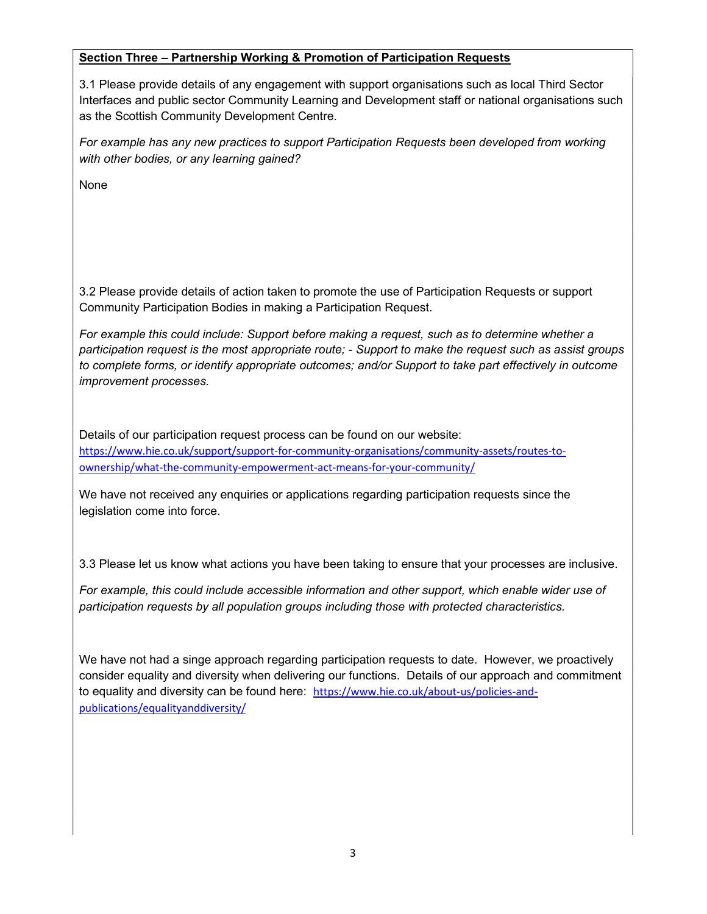**Section Three – Partnership Working & Promotion of Participation Requests**

3.1 Please provide details of any engagement with support organisations such as local Third Sector Interfaces and public sector Community Learning and Development staff or national organisations such as the Scottish Community Development Centre.

*For example has any new practices to support Participation Requests been developed from working with other bodies, or any learning gained?*

None

3.2 Please provide details of action taken to promote the use of Participation Requests or support Community Participation Bodies in making a Participation Request.

*For example this could include: Support before making a request, such as to determine whether a participation request is the most appropriate route; - Support to make the request such as assist groups to complete forms, or identify appropriate outcomes; and/or Support to take part effectively in outcome improvement processes.*

Details of our participation request process can be found on our website: https://www.hie.co.uk/support/support-for-community-organisations/community-assets/routes-to-ownership/what-the-community-empowerment-act-means-for-your-community/

We have not received any enquiries or applications regarding participation requests since the legislation come into force.

3.3 Please let us know what actions you have been taking to ensure that your processes are inclusive.

*For example, this could include accessible information and other support, which enable wider use of participation requests by all population groups including those with protected characteristics.*

We have not had a singe approach regarding participation requests to date. However, we proactively consider equality and diversity when delivering our functions. Details of our approach and commitment to equality and diversity can be found here: https://www.hie.co.uk/about-us/policies-and-publications/equalityanddiversity/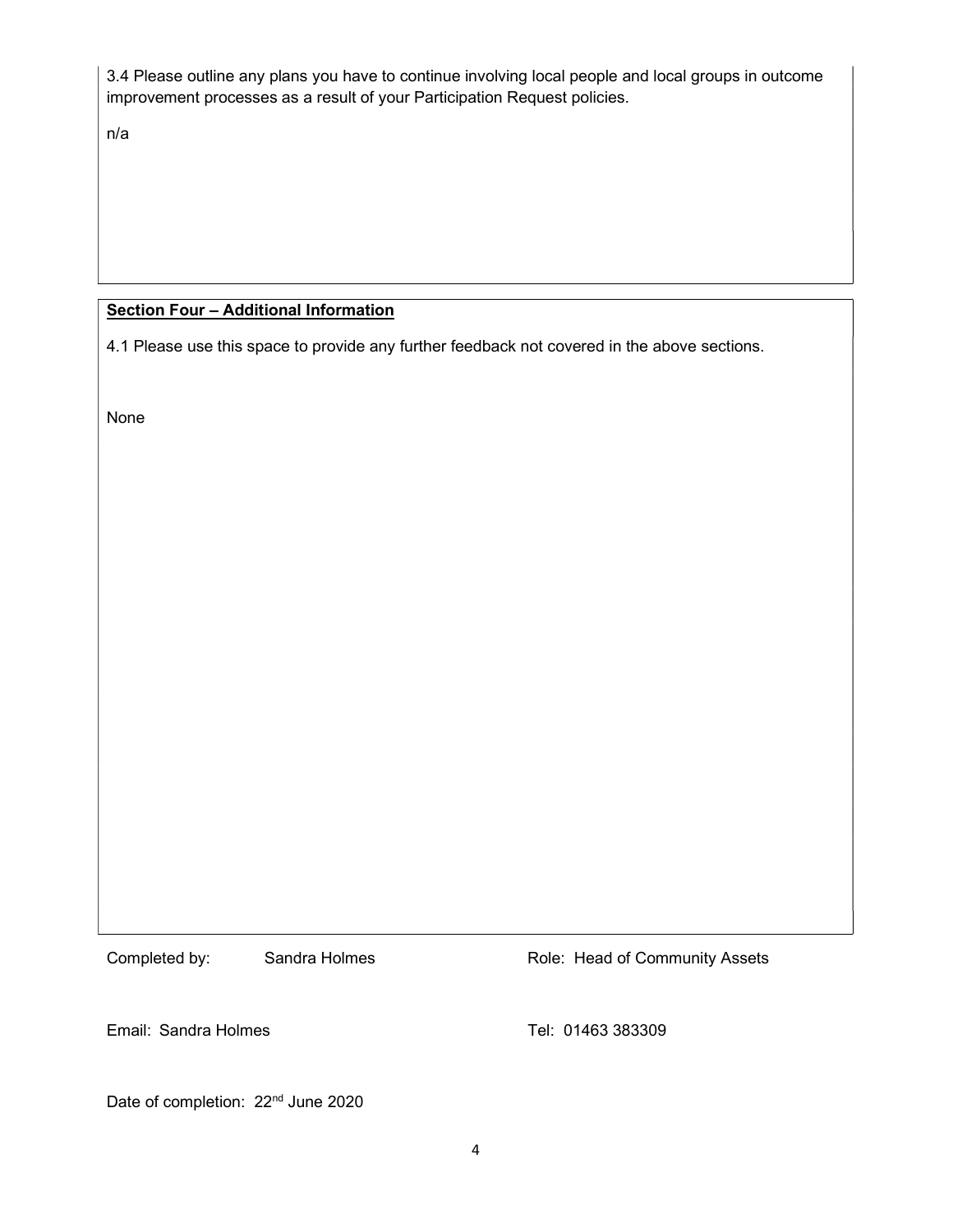3.4 Please outline any plans you have to continue involving local people and local groups in outcome improvement processes as a result of your Participation Request policies.

n/a

**Section Four – Additional Information**

4.1 Please use this space to provide any further feedback not covered in the above sections.

None

Completed by: Sandra Holmes

Role: Head of Community Assets

Email: Sandra Holmes

Tel: 01463 383309

Date of completion: 22nd June 2020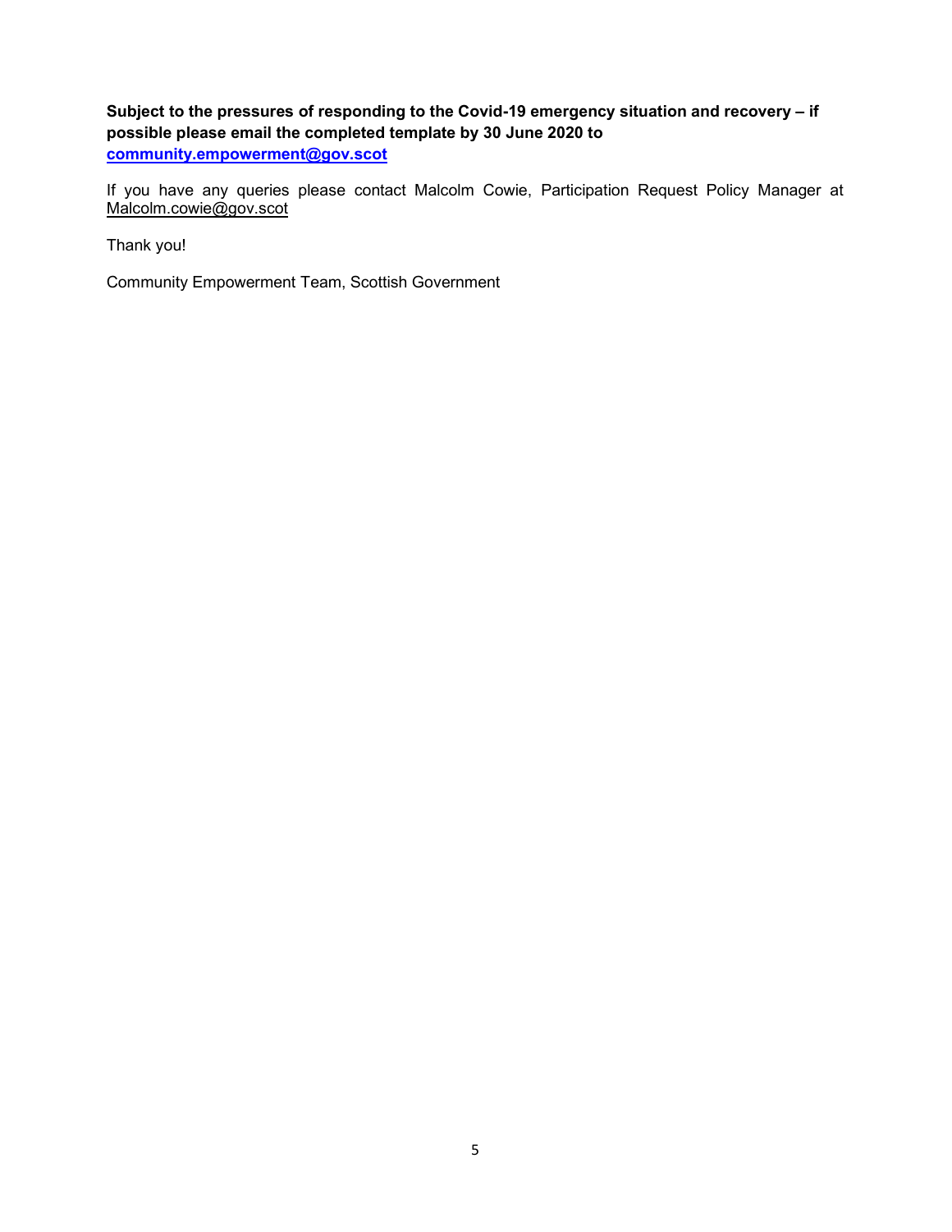**Subject to the pressures of responding to the Covid-19 emergency situation and recovery – if possible please email the completed template by 30 June 2020 to community.empowerment@gov.scot**

If you have any queries please contact Malcolm Cowie, Participation Request Policy Manager at Malcolm.cowie@gov.scot

Thank you!

Community Empowerment Team, Scottish Government